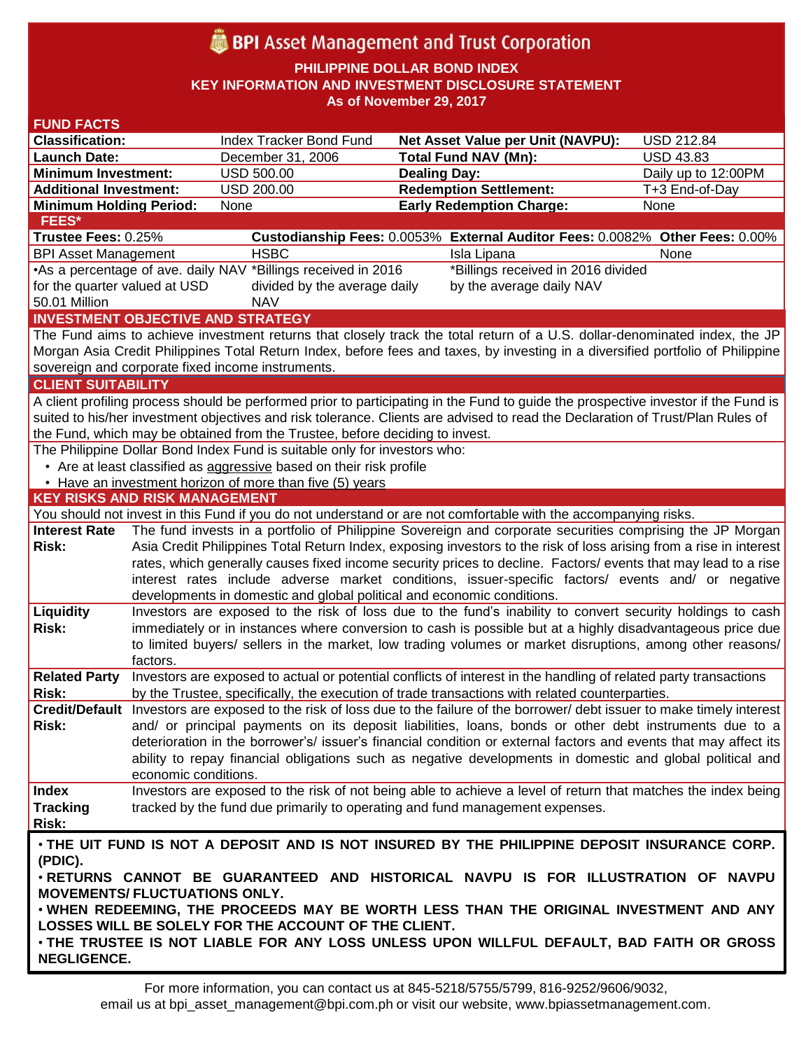# BPI Asset Management and Trust Corporation

**PHILIPPINE DOLLAR BOND INDEX**
**KEY INFORMATION AND INVESTMENT DISCLOSURE STATEMENT**
**As of November 29, 2017**

## FUND FACTS

| | | | |
|---|---|---|---|
| **Classification:** | Index Tracker Bond Fund | **Net Asset Value per Unit (NAVPU):** | USD 212.84 |
| **Launch Date:** | December 31, 2006 | **Total Fund NAV (Mn):** | USD 43.83 |
| **Minimum Investment:** | USD 500.00 | **Dealing Day:** | Daily up to 12:00PM |
| **Additional Investment:** | USD 200.00 | **Redemption Settlement:** | T+3 End-of-Day |
| **Minimum Holding Period:** | None | **Early Redemption Charge:** | None |

## FEES*

| **Trustee Fees:** 0.25% | **Custodianship Fees:** 0.0053% | **External Auditor Fees:** 0.0082% | **Other Fees:** 0.00% |
|---|---|---|---|
| BPI Asset Management | HSBC | Isla Lipana | None |
| •As a percentage of ave. daily NAV for the quarter valued at USD 50.01 Million | *Billings received in 2016 divided by the average daily NAV | *Billings received in 2016 divided by the average daily NAV | |

## INVESTMENT OBJECTIVE AND STRATEGY

The Fund aims to achieve investment returns that closely track the total return of a U.S. dollar-denominated index, the JP Morgan Asia Credit Philippines Total Return Index, before fees and taxes, by investing in a diversified portfolio of Philippine sovereign and corporate fixed income instruments.

## CLIENT SUITABILITY

A client profiling process should be performed prior to participating in the Fund to guide the prospective investor if the Fund is suited to his/her investment objectives and risk tolerance. Clients are advised to read the Declaration of Trust/Plan Rules of the Fund, which may be obtained from the Trustee, before deciding to invest.

The Philippine Dollar Bond Index Fund is suitable only for investors who:

- Are at least classified as aggressive based on their risk profile
- Have an investment horizon of more than five (5) years

## KEY RISKS AND RISK MANAGEMENT

You should not invest in this Fund if you do not understand or are not comfortable with the accompanying risks.

| | |
|---|---|
| **Interest Rate Risk:** | The fund invests in a portfolio of Philippine Sovereign and corporate securities comprising the JP Morgan Asia Credit Philippines Total Return Index, exposing investors to the risk of loss arising from a rise in interest rates, which generally causes fixed income security prices to decline. Factors/ events that may lead to a rise interest rates include adverse market conditions, issuer-specific factors/ events and/ or negative developments in domestic and global political and economic conditions. |
| **Liquidity Risk:** | Investors are exposed to the risk of loss due to the fund's inability to convert security holdings to cash immediately or in instances where conversion to cash is possible but at a highly disadvantageous price due to limited buyers/ sellers in the market, low trading volumes or market disruptions, among other reasons/ factors. |
| **Related Party Risk:** | Investors are exposed to actual or potential conflicts of interest in the handling of related party transactions by the Trustee, specifically, the execution of trade transactions with related counterparties. |
| **Credit/Default Risk:** | Investors are exposed to the risk of loss due to the failure of the borrower/ debt issuer to make timely interest and/ or principal payments on its deposit liabilities, loans, bonds or other debt instruments due to a deterioration in the borrower's/ issuer's financial condition or external factors and events that may affect its ability to repay financial obligations such as negative developments in domestic and global political and economic conditions. |
| **Index Tracking Risk:** | Investors are exposed to the risk of not being able to achieve a level of return that matches the index being tracked by the fund due primarily to operating and fund management expenses. |

**• THE UIT FUND IS NOT A DEPOSIT AND IS NOT INSURED BY THE PHILIPPINE DEPOSIT INSURANCE CORP. (PDIC).**
**• RETURNS CANNOT BE GUARANTEED AND HISTORICAL NAVPU IS FOR ILLUSTRATION OF NAVPU MOVEMENTS/ FLUCTUATIONS ONLY.**
**• WHEN REDEEMING, THE PROCEEDS MAY BE WORTH LESS THAN THE ORIGINAL INVESTMENT AND ANY LOSSES WILL BE SOLELY FOR THE ACCOUNT OF THE CLIENT.**
**• THE TRUSTEE IS NOT LIABLE FOR ANY LOSS UNLESS UPON WILLFUL DEFAULT, BAD FAITH OR GROSS NEGLIGENCE.**

For more information, you can contact us at 845-5218/5755/5799, 816-9252/9606/9032, email us at bpi_asset_management@bpi.com.ph or visit our website, www.bpiassetmanagement.com.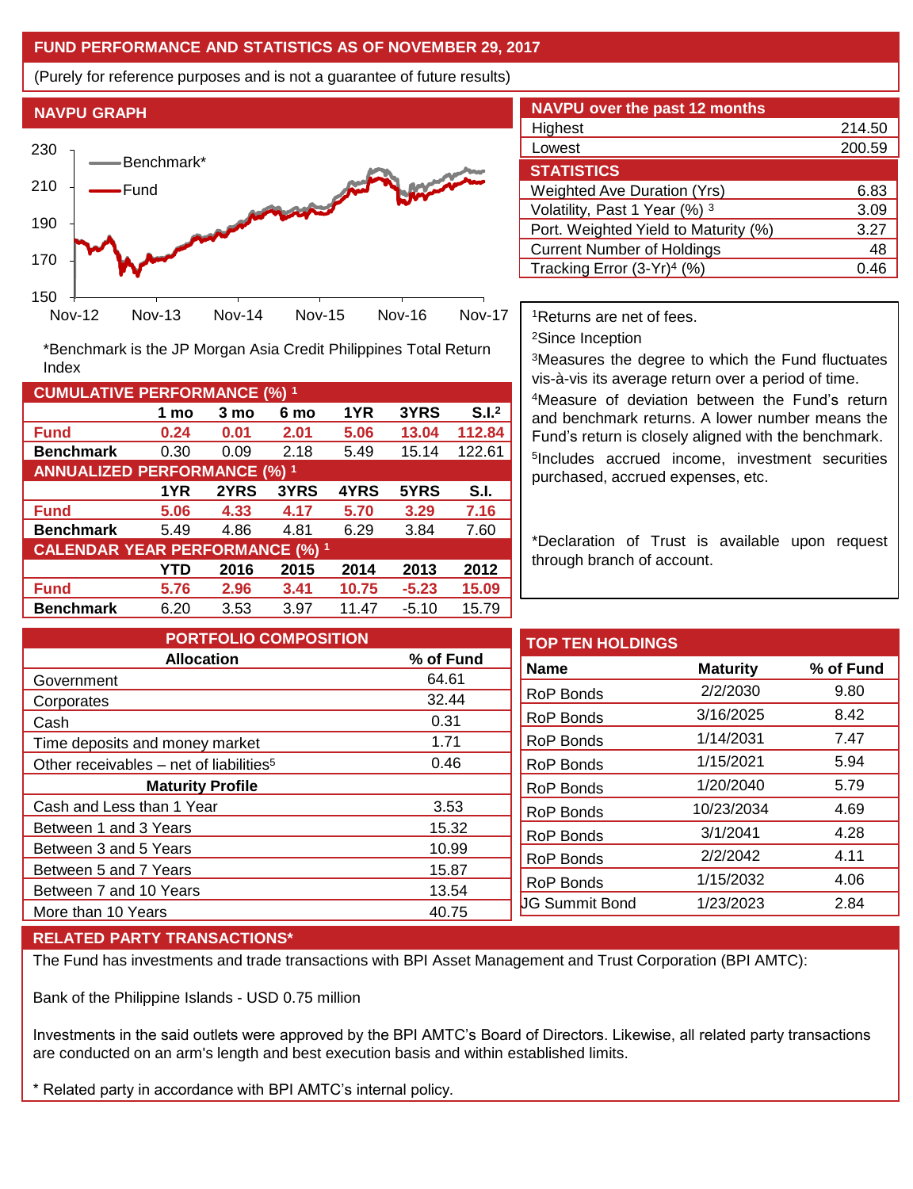## FUND PERFORMANCE AND STATISTICS AS OF NOVEMBER 29, 2017

(Purely for reference purposes and is not a guarantee of future results)

### NAVPU GRAPH

*Benchmark is the JP Morgan Asia Credit Philippines Total Return Index

### NAVPU over the past 12 months

| | |
|---|---|
| Highest | 214.50 |
| Lowest | 200.59 |

### STATISTICS

| | |
|---|---|
| Weighted Ave Duration (Yrs) | 6.83 |
| Volatility, Past 1 Year (%) [3] | 3.09 |
| Port. Weighted Yield to Maturity (%) | 3.27 |
| Current Number of Holdings | 48 |
| Tracking Error (3-Yr)[4] (%) | 0.46 |

### CUMULATIVE PERFORMANCE (%) [1]

| | 1 mo | 3 mo | 6 mo | 1YR | 3YRS | S.I.[2] |
|---|---|---|---|---|---|---|
| **Fund** | **0.24** | **0.01** | **2.01** | **5.06** | **13.04** | **112.84** |
| **Benchmark** | 0.30 | 0.09 | 2.18 | 5.49 | 15.14 | 122.61 |

### ANNUALIZED PERFORMANCE (%) [1]

| | 1YR | 2YRS | 3YRS | 4YRS | 5YRS | S.I. |
|---|---|---|---|---|---|---|
| **Fund** | **5.06** | **4.33** | **4.17** | **5.70** | **3.29** | **7.16** |
| **Benchmark** | 5.49 | 4.86 | 4.81 | 6.29 | 3.84 | 7.60 |

### CALENDAR YEAR PERFORMANCE (%) [1]

| | YTD | 2016 | 2015 | 2014 | 2013 | 2012 |
|---|---|---|---|---|---|---|
| **Fund** | **5.76** | **2.96** | **3.41** | **10.75** | **-5.23** | **15.09** |
| **Benchmark** | 6.20 | 3.53 | 3.97 | 11.47 | -5.10 | 15.79 |

[1]Returns are net of fees.

[2]Since Inception

[3]Measures the degree to which the Fund fluctuates vis-à-vis its average return over a period of time.

[4]Measure of deviation between the Fund's return and benchmark returns. A lower number means the Fund's return is closely aligned with the benchmark.

[5]Includes accrued income, investment securities purchased, accrued expenses, etc.

*Declaration of Trust is available upon request through branch of account.

### PORTFOLIO COMPOSITION

| Allocation | % of Fund |
|---|---|
| Government | 64.61 |
| Corporates | 32.44 |
| Cash | 0.31 |
| Time deposits and money market | 1.71 |
| Other receivables – net of liabilities[5] | 0.46 |
| **Maturity Profile** | |
| Cash and Less than 1 Year | 3.53 |
| Between 1 and 3 Years | 15.32 |
| Between 3 and 5 Years | 10.99 |
| Between 5 and 7 Years | 15.87 |
| Between 7 and 10 Years | 13.54 |
| More than 10 Years | 40.75 |

### TOP TEN HOLDINGS

| Name | Maturity | % of Fund |
|---|---|---|
| RoP Bonds | 2/2/2030 | 9.80 |
| RoP Bonds | 3/16/2025 | 8.42 |
| RoP Bonds | 1/14/2031 | 7.47 |
| RoP Bonds | 1/15/2021 | 5.94 |
| RoP Bonds | 1/20/2040 | 5.79 |
| RoP Bonds | 10/23/2034 | 4.69 |
| RoP Bonds | 3/1/2041 | 4.28 |
| RoP Bonds | 2/2/2042 | 4.11 |
| RoP Bonds | 1/15/2032 | 4.06 |
| JG Summit Bond | 1/23/2023 | 2.84 |

### RELATED PARTY TRANSACTIONS*

The Fund has investments and trade transactions with BPI Asset Management and Trust Corporation (BPI AMTC):

Bank of the Philippine Islands - USD 0.75 million

Investments in the said outlets were approved by the BPI AMTC's Board of Directors. Likewise, all related party transactions are conducted on an arm's length and best execution basis and within established limits.

* Related party in accordance with BPI AMTC's internal policy.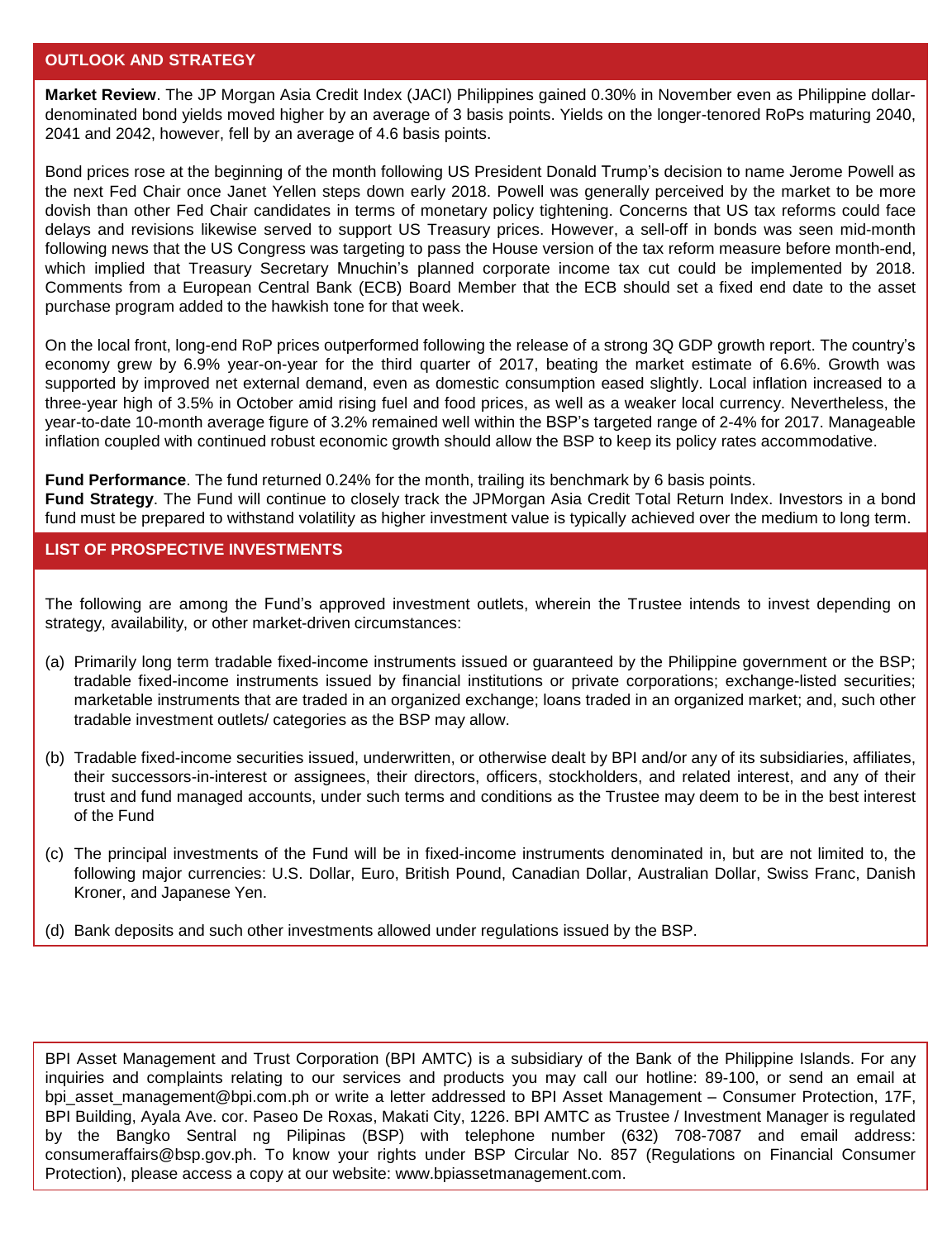## OUTLOOK AND STRATEGY

**Market Review**. The JP Morgan Asia Credit Index (JACI) Philippines gained 0.30% in November even as Philippine dollar-denominated bond yields moved higher by an average of 3 basis points. Yields on the longer-tenored RoPs maturing 2040, 2041 and 2042, however, fell by an average of 4.6 basis points.

Bond prices rose at the beginning of the month following US President Donald Trump's decision to name Jerome Powell as the next Fed Chair once Janet Yellen steps down early 2018. Powell was generally perceived by the market to be more dovish than other Fed Chair candidates in terms of monetary policy tightening. Concerns that US tax reforms could face delays and revisions likewise served to support US Treasury prices. However, a sell-off in bonds was seen mid-month following news that the US Congress was targeting to pass the House version of the tax reform measure before month-end, which implied that Treasury Secretary Mnuchin's planned corporate income tax cut could be implemented by 2018. Comments from a European Central Bank (ECB) Board Member that the ECB should set a fixed end date to the asset purchase program added to the hawkish tone for that week.

On the local front, long-end RoP prices outperformed following the release of a strong 3Q GDP growth report. The country's economy grew by 6.9% year-on-year for the third quarter of 2017, beating the market estimate of 6.6%. Growth was supported by improved net external demand, even as domestic consumption eased slightly. Local inflation increased to a three-year high of 3.5% in October amid rising fuel and food prices, as well as a weaker local currency. Nevertheless, the year-to-date 10-month average figure of 3.2% remained well within the BSP's targeted range of 2-4% for 2017. Manageable inflation coupled with continued robust economic growth should allow the BSP to keep its policy rates accommodative.

**Fund Performance**. The fund returned 0.24% for the month, trailing its benchmark by 6 basis points.
**Fund Strategy**. The Fund will continue to closely track the JPMorgan Asia Credit Total Return Index. Investors in a bond fund must be prepared to withstand volatility as higher investment value is typically achieved over the medium to long term.

## LIST OF PROSPECTIVE INVESTMENTS

The following are among the Fund's approved investment outlets, wherein the Trustee intends to invest depending on strategy, availability, or other market-driven circumstances:

(a) Primarily long term tradable fixed-income instruments issued or guaranteed by the Philippine government or the BSP; tradable fixed-income instruments issued by financial institutions or private corporations; exchange-listed securities; marketable instruments that are traded in an organized exchange; loans traded in an organized market; and, such other tradable investment outlets/ categories as the BSP may allow.

(b) Tradable fixed-income securities issued, underwritten, or otherwise dealt by BPI and/or any of its subsidiaries, affiliates, their successors-in-interest or assignees, their directors, officers, stockholders, and related interest, and any of their trust and fund managed accounts, under such terms and conditions as the Trustee may deem to be in the best interest of the Fund

(c) The principal investments of the Fund will be in fixed-income instruments denominated in, but are not limited to, the following major currencies: U.S. Dollar, Euro, British Pound, Canadian Dollar, Australian Dollar, Swiss Franc, Danish Kroner, and Japanese Yen.

(d) Bank deposits and such other investments allowed under regulations issued by the BSP.

BPI Asset Management and Trust Corporation (BPI AMTC) is a subsidiary of the Bank of the Philippine Islands. For any inquiries and complaints relating to our services and products you may call our hotline: 89-100, or send an email at bpi_asset_management@bpi.com.ph or write a letter addressed to BPI Asset Management – Consumer Protection, 17F, BPI Building, Ayala Ave. cor. Paseo De Roxas, Makati City, 1226. BPI AMTC as Trustee / Investment Manager is regulated by the Bangko Sentral ng Pilipinas (BSP) with telephone number (632) 708-7087 and email address: consumeraffairs@bsp.gov.ph. To know your rights under BSP Circular No. 857 (Regulations on Financial Consumer Protection), please access a copy at our website: www.bpiassetmanagement.com.